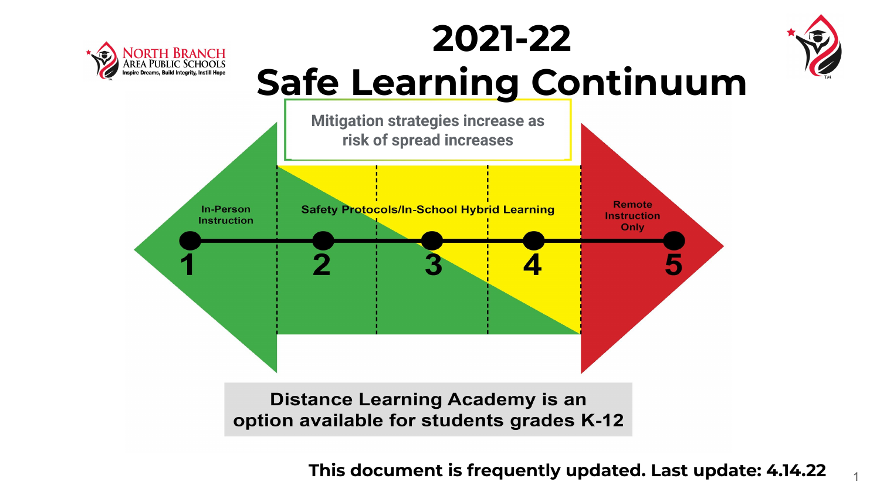NORTH BRANCH AREA PUBLIC SCHOOLS
Inspire Dreams, Build Integrity, Instill Hope

# 2021-22 Safe Learning Continuum

Mitigation strategies increase as risk of spread increases

In-Person Instruction

Safety Protocols/In-School Hybrid Learning

Remote Instruction Only

1 2 3 4 5

**Distance Learning Academy is an option available for students grades K-12**

**This document is frequently updated. Last update: 4.14.22**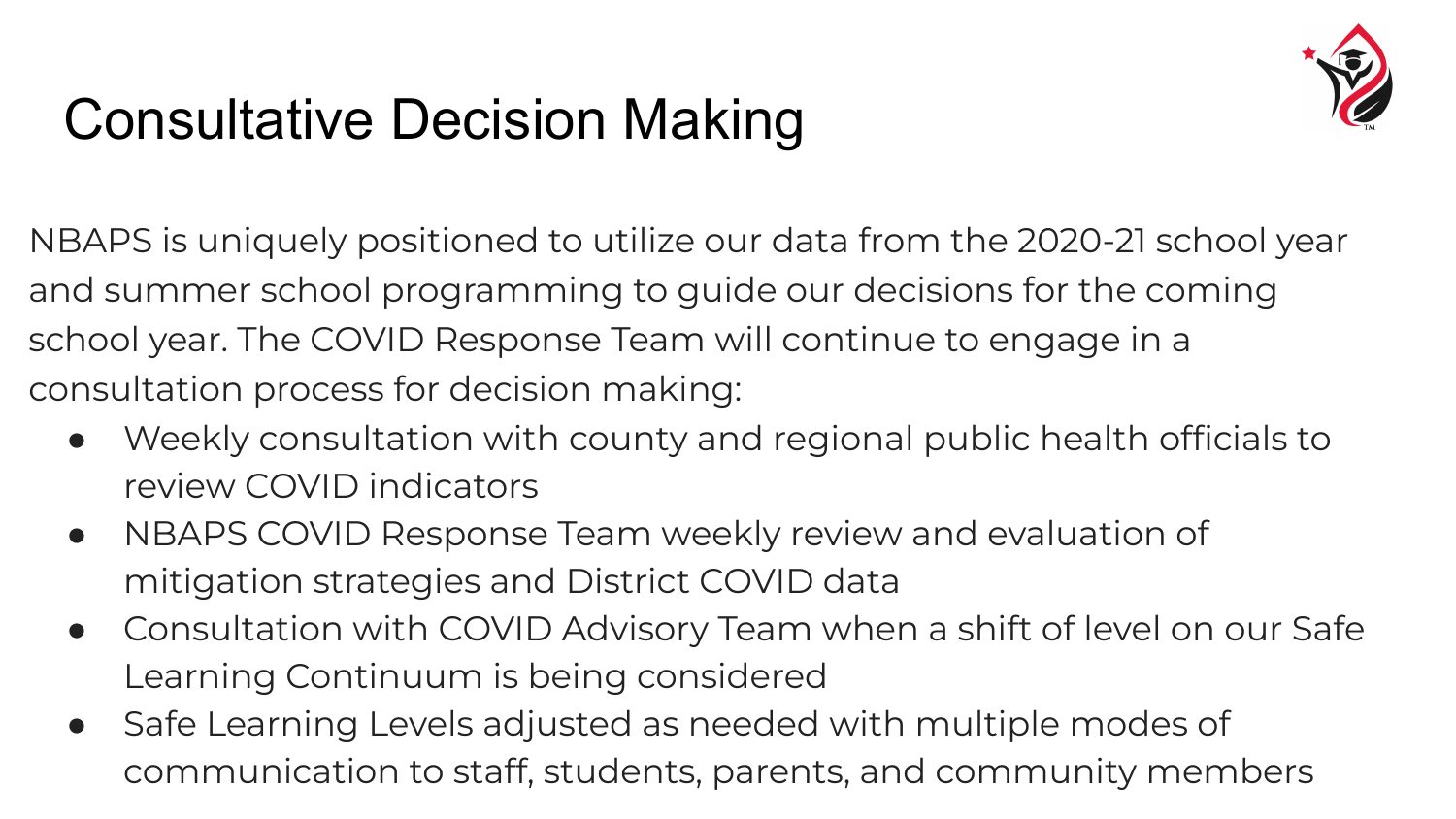# Consultative Decision Making

NBAPS is uniquely positioned to utilize our data from the 2020-21 school year and summer school programming to guide our decisions for the coming school year. The COVID Response Team will continue to engage in a consultation process for decision making:

- Weekly consultation with county and regional public health officials to review COVID indicators
- NBAPS COVID Response Team weekly review and evaluation of mitigation strategies and District COVID data
- Consultation with COVID Advisory Team when a shift of level on our Safe Learning Continuum is being considered
- Safe Learning Levels adjusted as needed with multiple modes of communication to staff, students, parents, and community members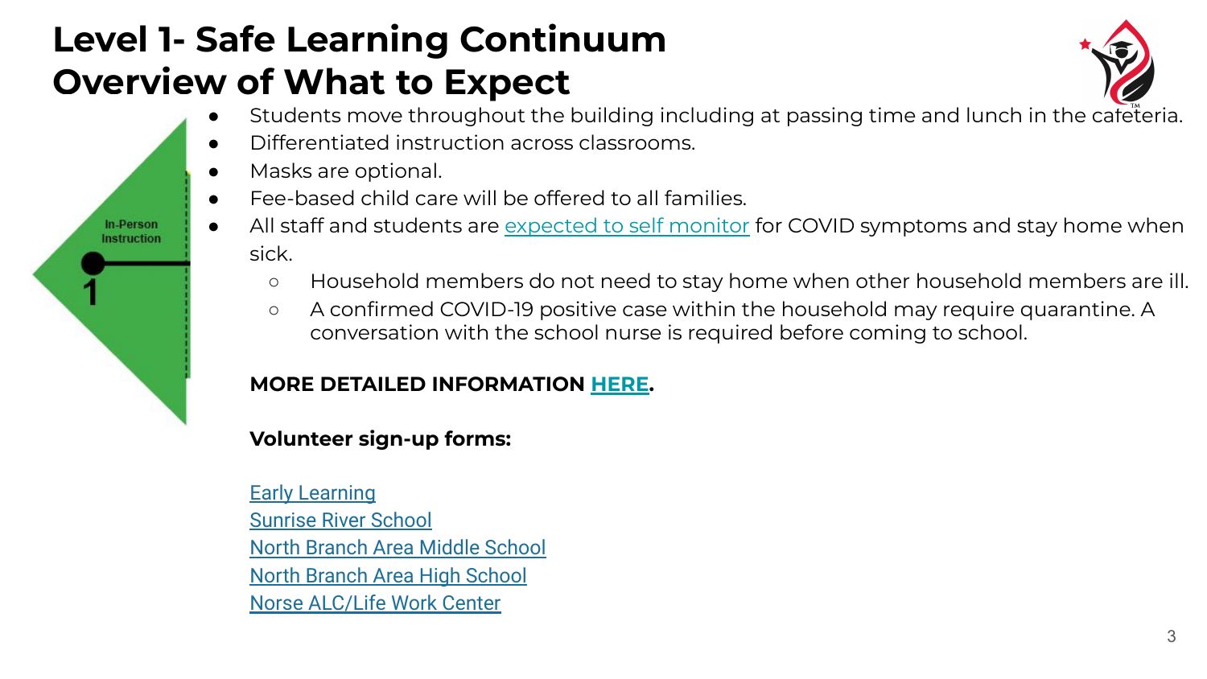# Level 1- Safe Learning Continuum
# Overview of What to Expect

In-Person Instruction

1

- Students move throughout the building including at passing time and lunch in the cafeteria.
- Differentiated instruction across classrooms.
- Masks are optional.
- Fee-based child care will be offered to all families.
- All staff and students are expected to self monitor for COVID symptoms and stay home when sick.
  - Household members do not need to stay home when other household members are ill.
  - A confirmed COVID-19 positive case within the household may require quarantine. A conversation with the school nurse is required before coming to school.

**MORE DETAILED INFORMATION HERE.**

**Volunteer sign-up forms:**

Early Learning
Sunrise River School
North Branch Area Middle School
North Branch Area High School
Norse ALC/Life Work Center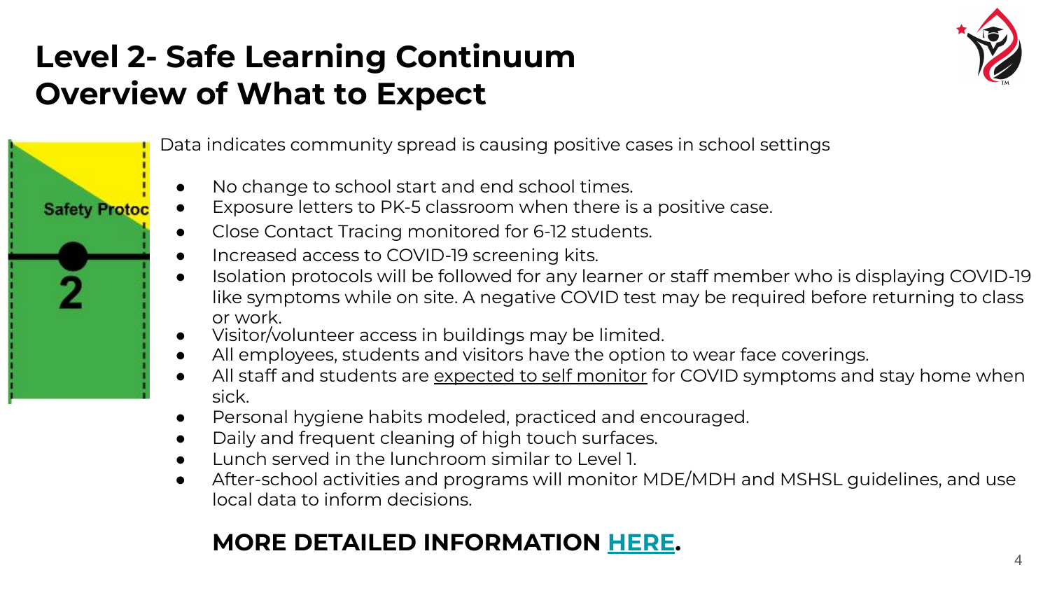# Level 2- Safe Learning Continuum
# Overview of What to Expect

Safety Protoc

2

Data indicates community spread is causing positive cases in school settings

- No change to school start and end school times.
- Exposure letters to PK-5 classroom when there is a positive case.
- Close Contact Tracing monitored for 6-12 students.
- Increased access to COVID-19 screening kits.
- Isolation protocols will be followed for any learner or staff member who is displaying COVID-19 like symptoms while on site. A negative COVID test may be required before returning to class or work.
- Visitor/volunteer access in buildings may be limited.
- All employees, students and visitors have the option to wear face coverings.
- All staff and students are expected to self monitor for COVID symptoms and stay home when sick.
- Personal hygiene habits modeled, practiced and encouraged.
- Daily and frequent cleaning of high touch surfaces.
- Lunch served in the lunchroom similar to Level 1.
- After-school activities and programs will monitor MDE/MDH and MSHSL guidelines, and use local data to inform decisions.

**MORE DETAILED INFORMATION HERE.**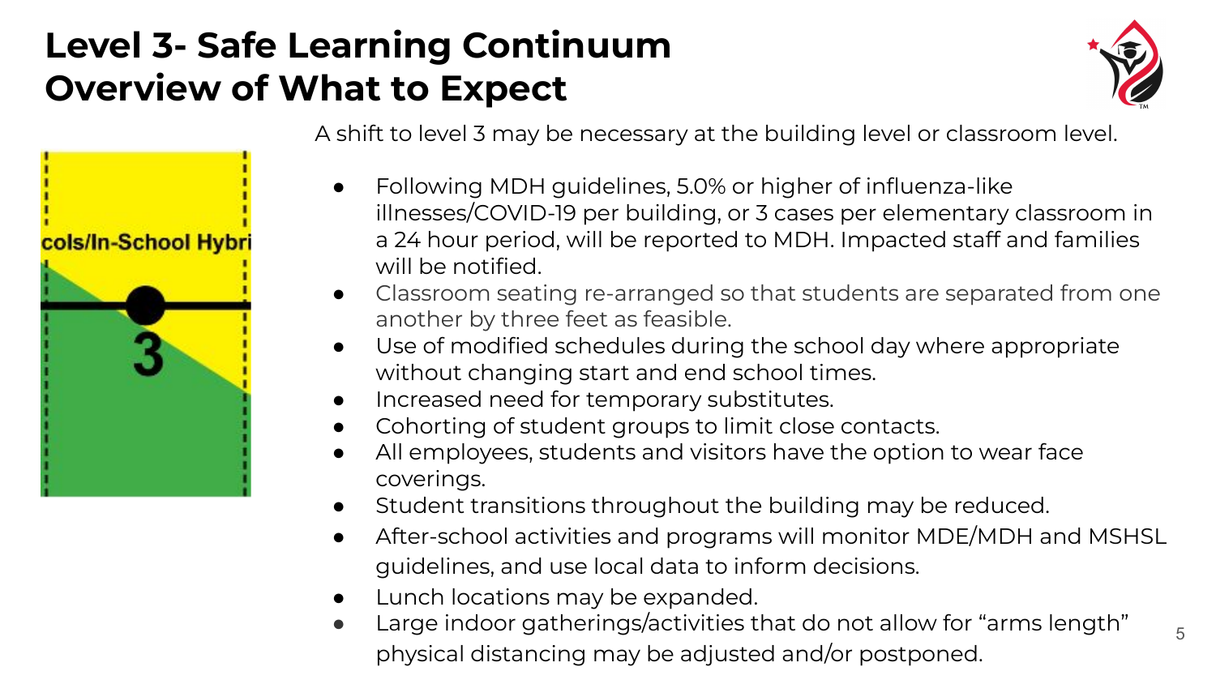# Level 3- Safe Learning Continuum Overview of What to Expect

A shift to level 3 may be necessary at the building level or classroom level.

- Following MDH guidelines, 5.0% or higher of influenza-like illnesses/COVID-19 per building, or 3 cases per elementary classroom in a 24 hour period, will be reported to MDH. Impacted staff and families will be notified.
- Classroom seating re-arranged so that students are separated from one another by three feet as feasible.
- Use of modified schedules during the school day where appropriate without changing start and end school times.
- Increased need for temporary substitutes.
- Cohorting of student groups to limit close contacts.
- All employees, students and visitors have the option to wear face coverings.
- Student transitions throughout the building may be reduced.
- After-school activities and programs will monitor MDE/MDH and MSHSL guidelines, and use local data to inform decisions.
- Lunch locations may be expanded.
- Large indoor gatherings/activities that do not allow for "arms length" physical distancing may be adjusted and/or postponed.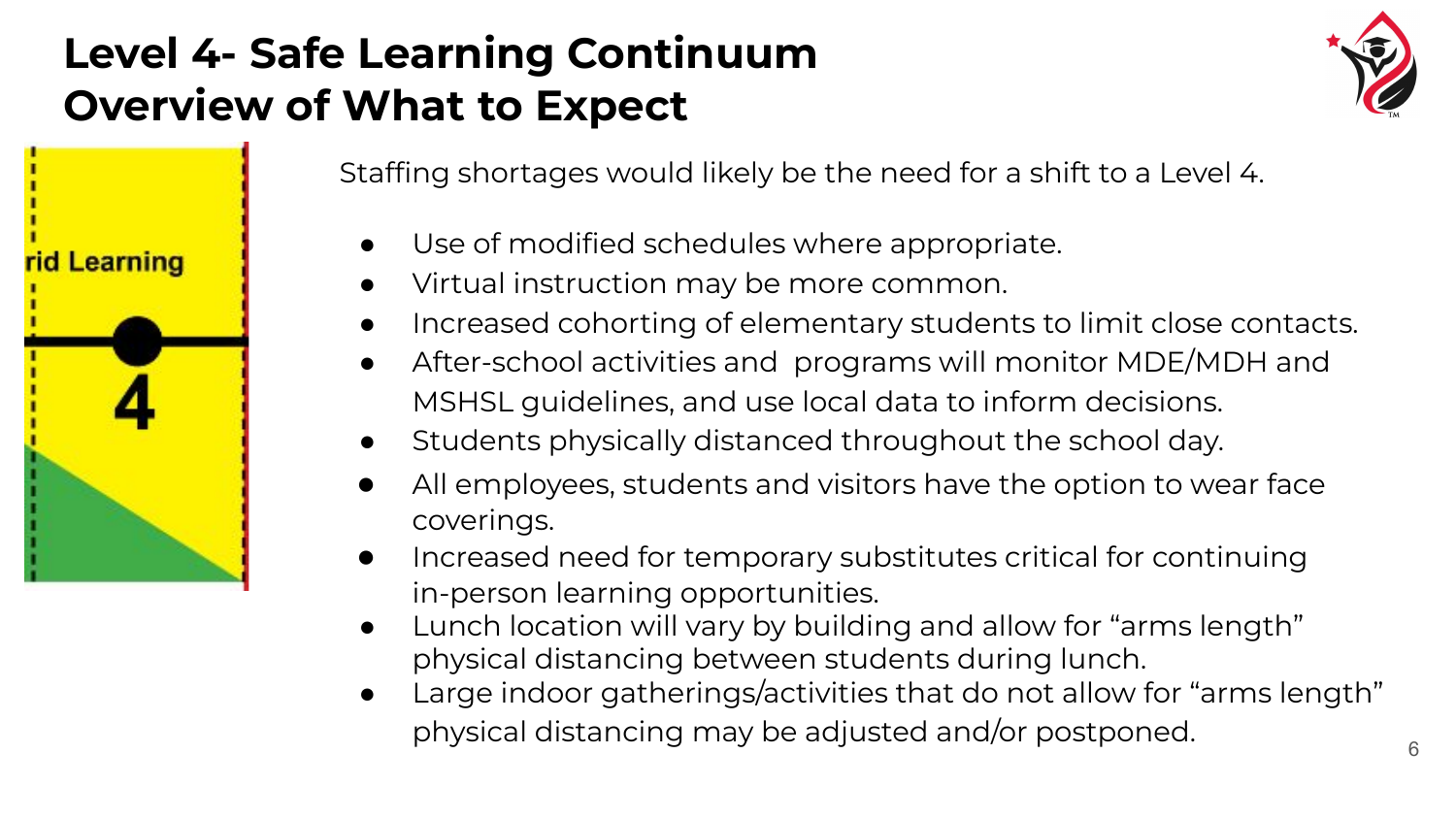# Level 4- Safe Learning Continuum Overview of What to Expect

rid Learning

4

Staffing shortages would likely be the need for a shift to a Level 4.

- Use of modified schedules where appropriate.
- Virtual instruction may be more common.
- Increased cohorting of elementary students to limit close contacts.
- After-school activities and programs will monitor MDE/MDH and MSHSL guidelines, and use local data to inform decisions.
- Students physically distanced throughout the school day.
- All employees, students and visitors have the option to wear face coverings.
- Increased need for temporary substitutes critical for continuing in-person learning opportunities.
- Lunch location will vary by building and allow for "arms length" physical distancing between students during lunch.
- Large indoor gatherings/activities that do not allow for "arms length" physical distancing may be adjusted and/or postponed.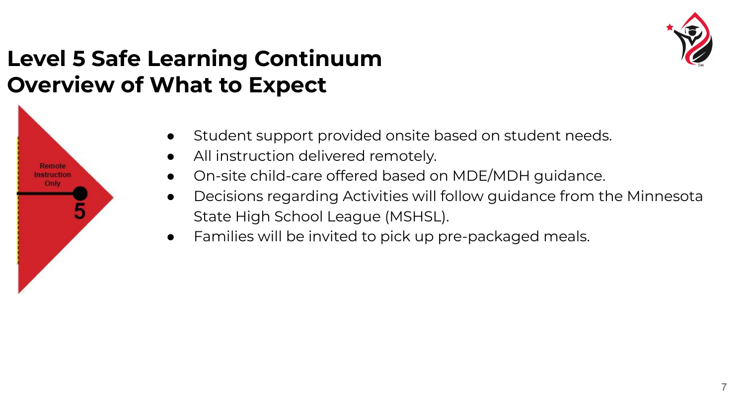# Level 5 Safe Learning Continuum Overview of What to Expect

Remote Instruction Only

5

- Student support provided onsite based on student needs.
- All instruction delivered remotely.
- On-site child-care offered based on MDE/MDH guidance.
- Decisions regarding Activities will follow guidance from the Minnesota State High School League (MSHSL).
- Families will be invited to pick up pre-packaged meals.